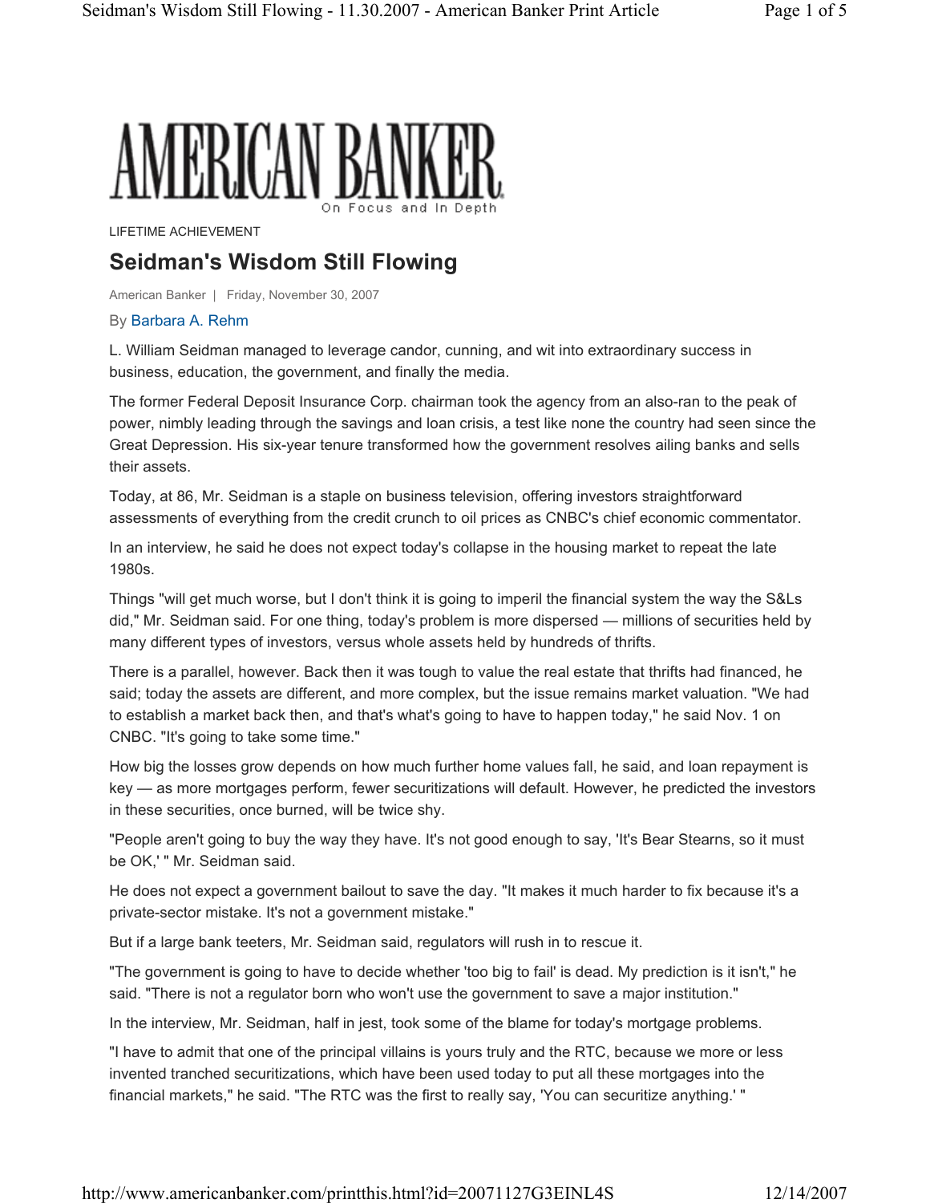AMERICAN BANKER

On Focus and In Depth

LIFETIME ACHIEVEMENT

# Seidman's Wisdom Still Flowing

American Banker | Friday, November 30, 2007

By Barbara A. Rehm

L. William Seidman managed to leverage candor, cunning, and wit into extraordinary success in business, education, the government, and finally the media.

The former Federal Deposit Insurance Corp. chairman took the agency from an also-ran to the peak of power, nimbly leading through the savings and loan crisis, a test like none the country had seen since the Great Depression. His six-year tenure transformed how the government resolves ailing banks and sells their assets.

Today, at 86, Mr. Seidman is a staple on business television, offering investors straightforward assessments of everything from the credit crunch to oil prices as CNBC's chief economic commentator.

In an interview, he said he does not expect today's collapse in the housing market to repeat the late 1980s.

Things "will get much worse, but I don't think it is going to imperil the financial system the way the S&Ls did," Mr. Seidman said. For one thing, today's problem is more dispersed — millions of securities held by many different types of investors, versus whole assets held by hundreds of thrifts.

There is a parallel, however. Back then it was tough to value the real estate that thrifts had financed, he said; today the assets are different, and more complex, but the issue remains market valuation. "We had to establish a market back then, and that's what's going to have to happen today," he said Nov. 1 on CNBC. "It's going to take some time."

How big the losses grow depends on how much further home values fall, he said, and loan repayment is key — as more mortgages perform, fewer securitizations will default. However, he predicted the investors in these securities, once burned, will be twice shy.

"People aren't going to buy the way they have. It's not good enough to say, 'It's Bear Stearns, so it must be OK,' " Mr. Seidman said.

He does not expect a government bailout to save the day. "It makes it much harder to fix because it's a private-sector mistake. It's not a government mistake."

But if a large bank teeters, Mr. Seidman said, regulators will rush in to rescue it.

"The government is going to have to decide whether 'too big to fail' is dead. My prediction is it isn't," he said. "There is not a regulator born who won't use the government to save a major institution."

In the interview, Mr. Seidman, half in jest, took some of the blame for today's mortgage problems.

"I have to admit that one of the principal villains is yours truly and the RTC, because we more or less invented tranched securitizations, which have been used today to put all these mortgages into the financial markets," he said. "The RTC was the first to really say, 'You can securitize anything.' "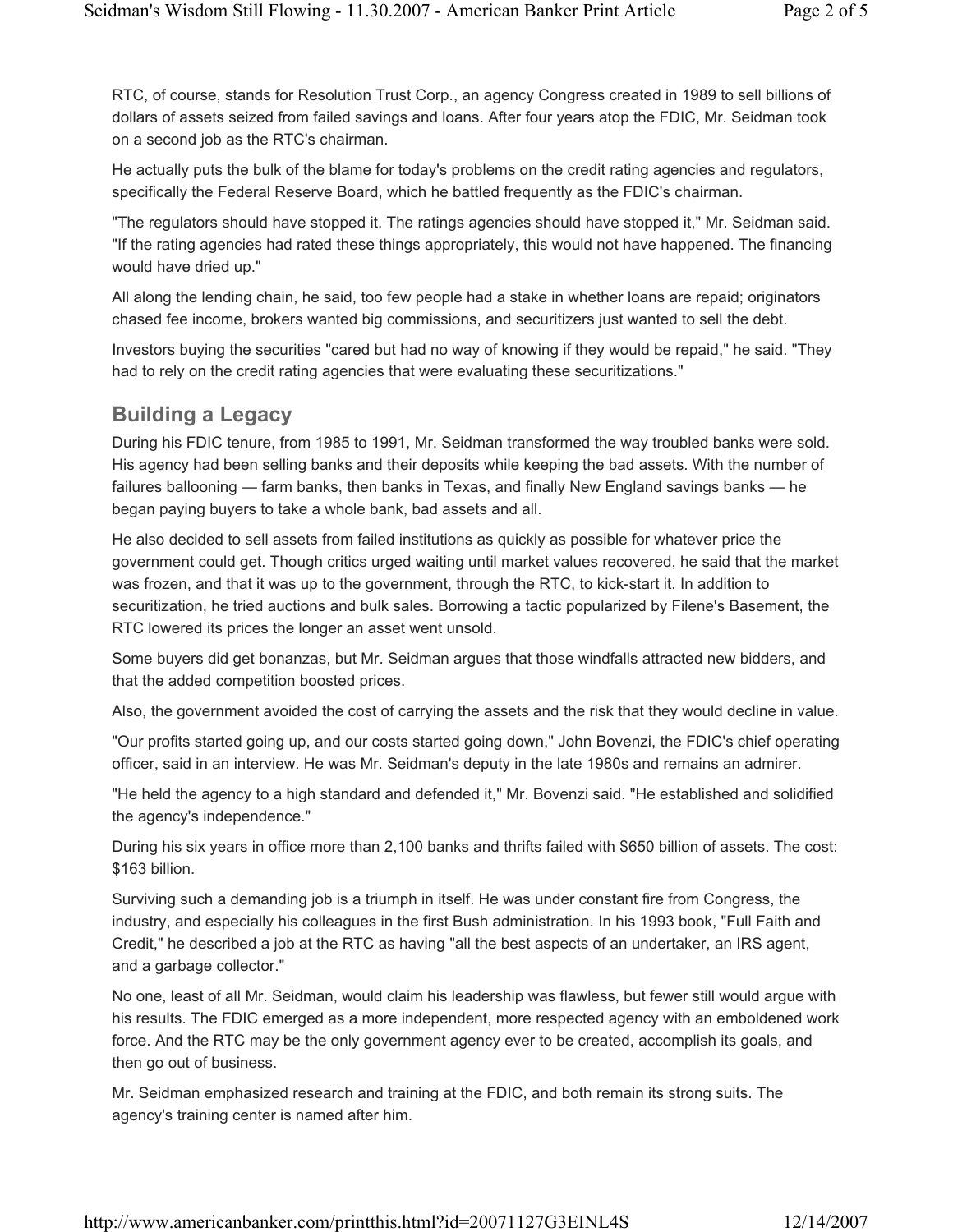RTC, of course, stands for Resolution Trust Corp., an agency Congress created in 1989 to sell billions of dollars of assets seized from failed savings and loans. After four years atop the FDIC, Mr. Seidman took on a second job as the RTC's chairman.

He actually puts the bulk of the blame for today's problems on the credit rating agencies and regulators, specifically the Federal Reserve Board, which he battled frequently as the FDIC's chairman.

"The regulators should have stopped it. The ratings agencies should have stopped it," Mr. Seidman said. "If the rating agencies had rated these things appropriately, this would not have happened. The financing would have dried up."

All along the lending chain, he said, too few people had a stake in whether loans are repaid; originators chased fee income, brokers wanted big commissions, and securitizers just wanted to sell the debt.

Investors buying the securities "cared but had no way of knowing if they would be repaid," he said. "They had to rely on the credit rating agencies that were evaluating these securitizations."

## Building a Legacy

During his FDIC tenure, from 1985 to 1991, Mr. Seidman transformed the way troubled banks were sold. His agency had been selling banks and their deposits while keeping the bad assets. With the number of failures ballooning — farm banks, then banks in Texas, and finally New England savings banks — he began paying buyers to take a whole bank, bad assets and all.

He also decided to sell assets from failed institutions as quickly as possible for whatever price the government could get. Though critics urged waiting until market values recovered, he said that the market was frozen, and that it was up to the government, through the RTC, to kick-start it. In addition to securitization, he tried auctions and bulk sales. Borrowing a tactic popularized by Filene's Basement, the RTC lowered its prices the longer an asset went unsold.

Some buyers did get bonanzas, but Mr. Seidman argues that those windfalls attracted new bidders, and that the added competition boosted prices.

Also, the government avoided the cost of carrying the assets and the risk that they would decline in value.

"Our profits started going up, and our costs started going down," John Bovenzi, the FDIC's chief operating officer, said in an interview. He was Mr. Seidman's deputy in the late 1980s and remains an admirer.

"He held the agency to a high standard and defended it," Mr. Bovenzi said. "He established and solidified the agency's independence."

During his six years in office more than 2,100 banks and thrifts failed with $650 billion of assets. The cost: $163 billion.

Surviving such a demanding job is a triumph in itself. He was under constant fire from Congress, the industry, and especially his colleagues in the first Bush administration. In his 1993 book, "Full Faith and Credit," he described a job at the RTC as having "all the best aspects of an undertaker, an IRS agent, and a garbage collector."

No one, least of all Mr. Seidman, would claim his leadership was flawless, but fewer still would argue with his results. The FDIC emerged as a more independent, more respected agency with an emboldened work force. And the RTC may be the only government agency ever to be created, accomplish its goals, and then go out of business.

Mr. Seidman emphasized research and training at the FDIC, and both remain its strong suits. The agency's training center is named after him.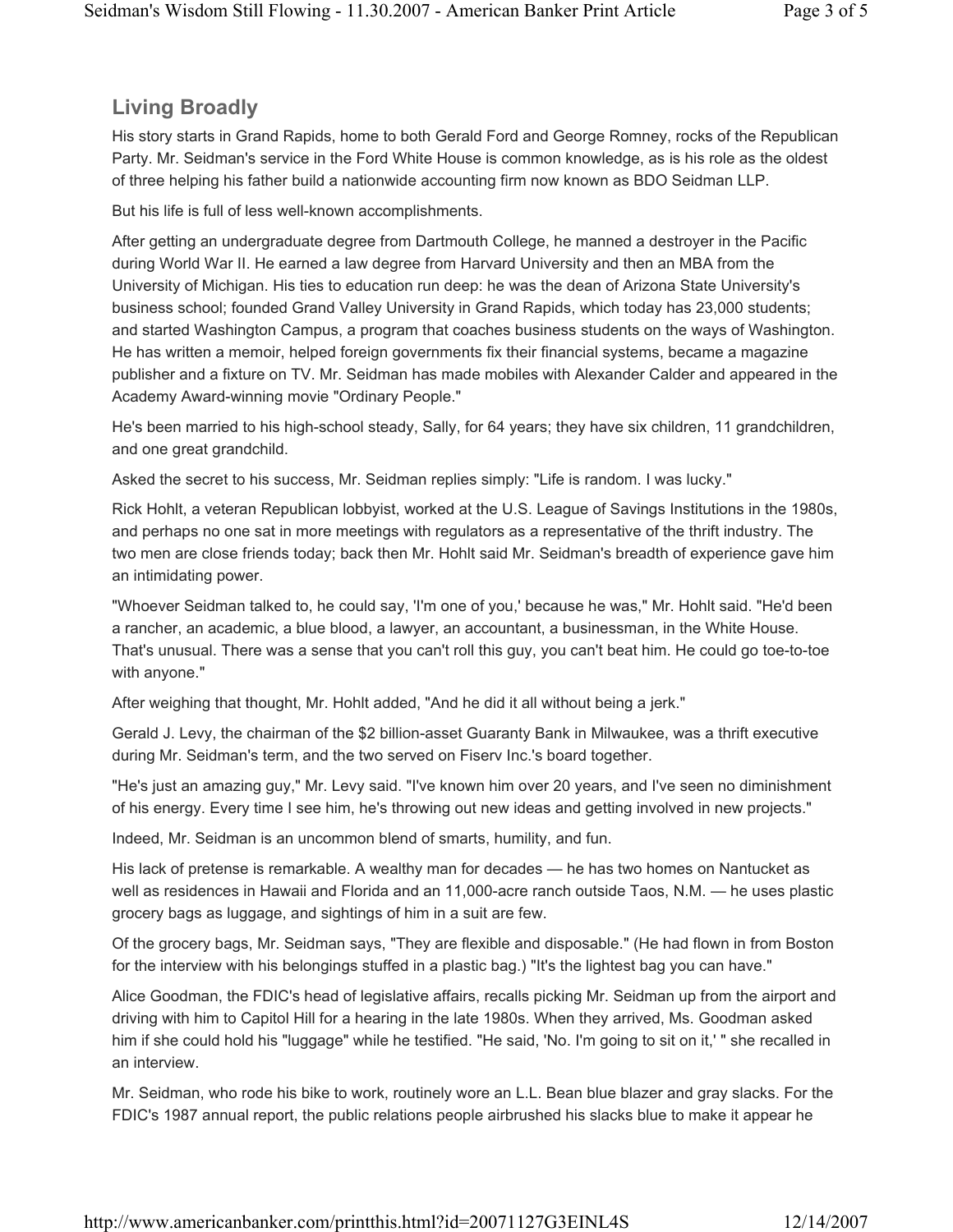## Living Broadly

His story starts in Grand Rapids, home to both Gerald Ford and George Romney, rocks of the Republican Party. Mr. Seidman's service in the Ford White House is common knowledge, as is his role as the oldest of three helping his father build a nationwide accounting firm now known as BDO Seidman LLP.

But his life is full of less well-known accomplishments.

After getting an undergraduate degree from Dartmouth College, he manned a destroyer in the Pacific during World War II. He earned a law degree from Harvard University and then an MBA from the University of Michigan. His ties to education run deep: he was the dean of Arizona State University's business school; founded Grand Valley University in Grand Rapids, which today has 23,000 students; and started Washington Campus, a program that coaches business students on the ways of Washington. He has written a memoir, helped foreign governments fix their financial systems, became a magazine publisher and a fixture on TV. Mr. Seidman has made mobiles with Alexander Calder and appeared in the Academy Award-winning movie "Ordinary People."

He's been married to his high-school steady, Sally, for 64 years; they have six children, 11 grandchildren, and one great grandchild.

Asked the secret to his success, Mr. Seidman replies simply: "Life is random. I was lucky."

Rick Hohlt, a veteran Republican lobbyist, worked at the U.S. League of Savings Institutions in the 1980s, and perhaps no one sat in more meetings with regulators as a representative of the thrift industry. The two men are close friends today; back then Mr. Hohlt said Mr. Seidman's breadth of experience gave him an intimidating power.

"Whoever Seidman talked to, he could say, 'I'm one of you,' because he was," Mr. Hohlt said. "He'd been a rancher, an academic, a blue blood, a lawyer, an accountant, a businessman, in the White House. That's unusual. There was a sense that you can't roll this guy, you can't beat him. He could go toe-to-toe with anyone."

After weighing that thought, Mr. Hohlt added, "And he did it all without being a jerk."

Gerald J. Levy, the chairman of the $2 billion-asset Guaranty Bank in Milwaukee, was a thrift executive during Mr. Seidman's term, and the two served on Fiserv Inc.'s board together.

"He's just an amazing guy," Mr. Levy said. "I've known him over 20 years, and I've seen no diminishment of his energy. Every time I see him, he's throwing out new ideas and getting involved in new projects."

Indeed, Mr. Seidman is an uncommon blend of smarts, humility, and fun.

His lack of pretense is remarkable. A wealthy man for decades — he has two homes on Nantucket as well as residences in Hawaii and Florida and an 11,000-acre ranch outside Taos, N.M. — he uses plastic grocery bags as luggage, and sightings of him in a suit are few.

Of the grocery bags, Mr. Seidman says, "They are flexible and disposable." (He had flown in from Boston for the interview with his belongings stuffed in a plastic bag.) "It's the lightest bag you can have."

Alice Goodman, the FDIC's head of legislative affairs, recalls picking Mr. Seidman up from the airport and driving with him to Capitol Hill for a hearing in the late 1980s. When they arrived, Ms. Goodman asked him if she could hold his "luggage" while he testified. "He said, 'No. I'm going to sit on it,' " she recalled in an interview.

Mr. Seidman, who rode his bike to work, routinely wore an L.L. Bean blue blazer and gray slacks. For the FDIC's 1987 annual report, the public relations people airbrushed his slacks blue to make it appear he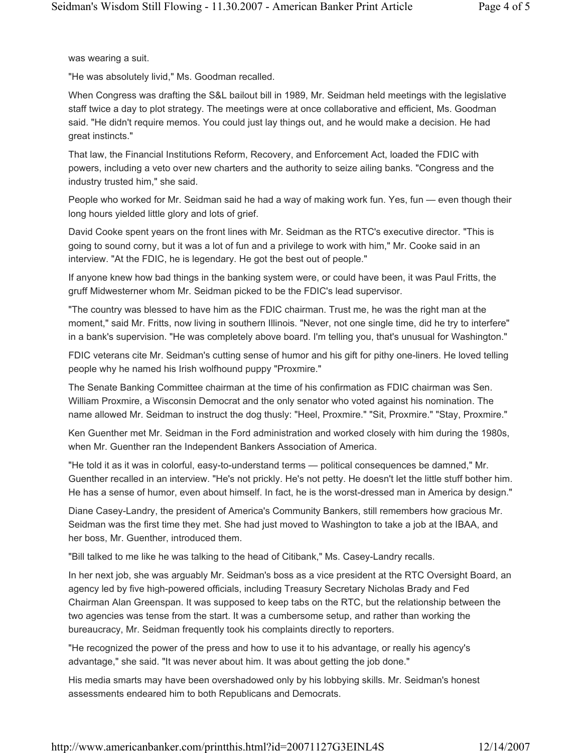was wearing a suit.

"He was absolutely livid," Ms. Goodman recalled.

When Congress was drafting the S&L bailout bill in 1989, Mr. Seidman held meetings with the legislative staff twice a day to plot strategy. The meetings were at once collaborative and efficient, Ms. Goodman said. "He didn't require memos. You could just lay things out, and he would make a decision. He had great instincts."

That law, the Financial Institutions Reform, Recovery, and Enforcement Act, loaded the FDIC with powers, including a veto over new charters and the authority to seize ailing banks. "Congress and the industry trusted him," she said.

People who worked for Mr. Seidman said he had a way of making work fun. Yes, fun — even though their long hours yielded little glory and lots of grief.

David Cooke spent years on the front lines with Mr. Seidman as the RTC's executive director. "This is going to sound corny, but it was a lot of fun and a privilege to work with him," Mr. Cooke said in an interview. "At the FDIC, he is legendary. He got the best out of people."

If anyone knew how bad things in the banking system were, or could have been, it was Paul Fritts, the gruff Midwesterner whom Mr. Seidman picked to be the FDIC's lead supervisor.

"The country was blessed to have him as the FDIC chairman. Trust me, he was the right man at the moment," said Mr. Fritts, now living in southern Illinois. "Never, not one single time, did he try to interfere" in a bank's supervision. "He was completely above board. I'm telling you, that's unusual for Washington."

FDIC veterans cite Mr. Seidman's cutting sense of humor and his gift for pithy one-liners. He loved telling people why he named his Irish wolfhound puppy "Proxmire."

The Senate Banking Committee chairman at the time of his confirmation as FDIC chairman was Sen. William Proxmire, a Wisconsin Democrat and the only senator who voted against his nomination. The name allowed Mr. Seidman to instruct the dog thusly: "Heel, Proxmire." "Sit, Proxmire." "Stay, Proxmire."

Ken Guenther met Mr. Seidman in the Ford administration and worked closely with him during the 1980s, when Mr. Guenther ran the Independent Bankers Association of America.

"He told it as it was in colorful, easy-to-understand terms — political consequences be damned," Mr. Guenther recalled in an interview. "He's not prickly. He's not petty. He doesn't let the little stuff bother him. He has a sense of humor, even about himself. In fact, he is the worst-dressed man in America by design."

Diane Casey-Landry, the president of America's Community Bankers, still remembers how gracious Mr. Seidman was the first time they met. She had just moved to Washington to take a job at the IBAA, and her boss, Mr. Guenther, introduced them.

"Bill talked to me like he was talking to the head of Citibank," Ms. Casey-Landry recalls.

In her next job, she was arguably Mr. Seidman's boss as a vice president at the RTC Oversight Board, an agency led by five high-powered officials, including Treasury Secretary Nicholas Brady and Fed Chairman Alan Greenspan. It was supposed to keep tabs on the RTC, but the relationship between the two agencies was tense from the start. It was a cumbersome setup, and rather than working the bureaucracy, Mr. Seidman frequently took his complaints directly to reporters.

"He recognized the power of the press and how to use it to his advantage, or really his agency's advantage," she said. "It was never about him. It was about getting the job done."

His media smarts may have been overshadowed only by his lobbying skills. Mr. Seidman's honest assessments endeared him to both Republicans and Democrats.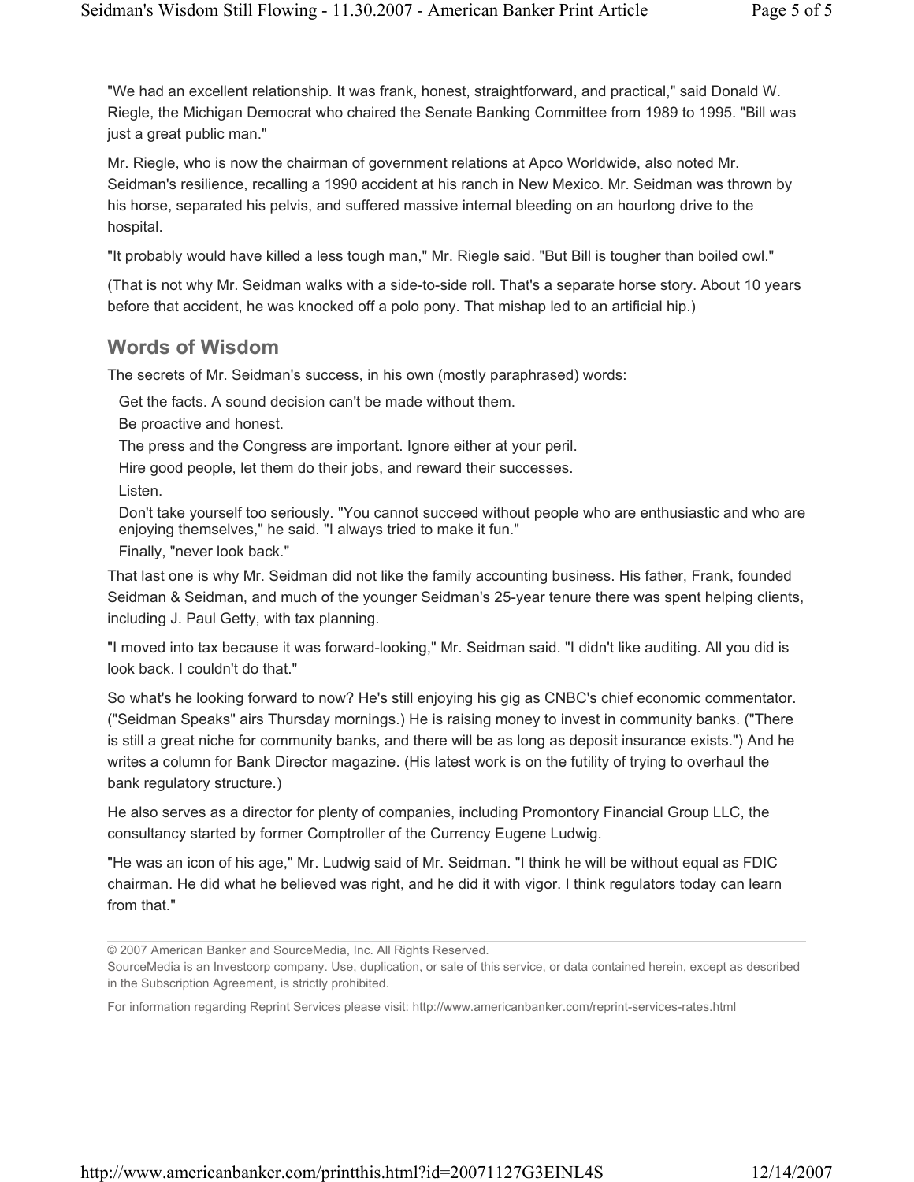"We had an excellent relationship. It was frank, honest, straightforward, and practical," said Donald W. Riegle, the Michigan Democrat who chaired the Senate Banking Committee from 1989 to 1995. "Bill was just a great public man."

Mr. Riegle, who is now the chairman of government relations at Apco Worldwide, also noted Mr. Seidman's resilience, recalling a 1990 accident at his ranch in New Mexico. Mr. Seidman was thrown by his horse, separated his pelvis, and suffered massive internal bleeding on an hourlong drive to the hospital.

"It probably would have killed a less tough man," Mr. Riegle said. "But Bill is tougher than boiled owl."

(That is not why Mr. Seidman walks with a side-to-side roll. That's a separate horse story. About 10 years before that accident, he was knocked off a polo pony. That mishap led to an artificial hip.)

## Words of Wisdom

The secrets of Mr. Seidman's success, in his own (mostly paraphrased) words:

- Get the facts. A sound decision can't be made without them.
- Be proactive and honest.
- The press and the Congress are important. Ignore either at your peril.
- Hire good people, let them do their jobs, and reward their successes.
- Listen.
- Don't take yourself too seriously. "You cannot succeed without people who are enthusiastic and who are enjoying themselves," he said. "I always tried to make it fun."
- Finally, "never look back."

That last one is why Mr. Seidman did not like the family accounting business. His father, Frank, founded Seidman & Seidman, and much of the younger Seidman's 25-year tenure there was spent helping clients, including J. Paul Getty, with tax planning.

"I moved into tax because it was forward-looking," Mr. Seidman said. "I didn't like auditing. All you did is look back. I couldn't do that."

So what's he looking forward to now? He's still enjoying his gig as CNBC's chief economic commentator. ("Seidman Speaks" airs Thursday mornings.) He is raising money to invest in community banks. ("There is still a great niche for community banks, and there will be as long as deposit insurance exists.") And he writes a column for Bank Director magazine. (His latest work is on the futility of trying to overhaul the bank regulatory structure.)

He also serves as a director for plenty of companies, including Promontory Financial Group LLC, the consultancy started by former Comptroller of the Currency Eugene Ludwig.

"He was an icon of his age," Mr. Ludwig said of Mr. Seidman. "I think he will be without equal as FDIC chairman. He did what he believed was right, and he did it with vigor. I think regulators today can learn from that."

---

© 2007 American Banker and SourceMedia, Inc. All Rights Reserved.
SourceMedia is an Investcorp company. Use, duplication, or sale of this service, or data contained herein, except as described in the Subscription Agreement, is strictly prohibited.

For information regarding Reprint Services please visit: http://www.americanbanker.com/reprint-services-rates.html